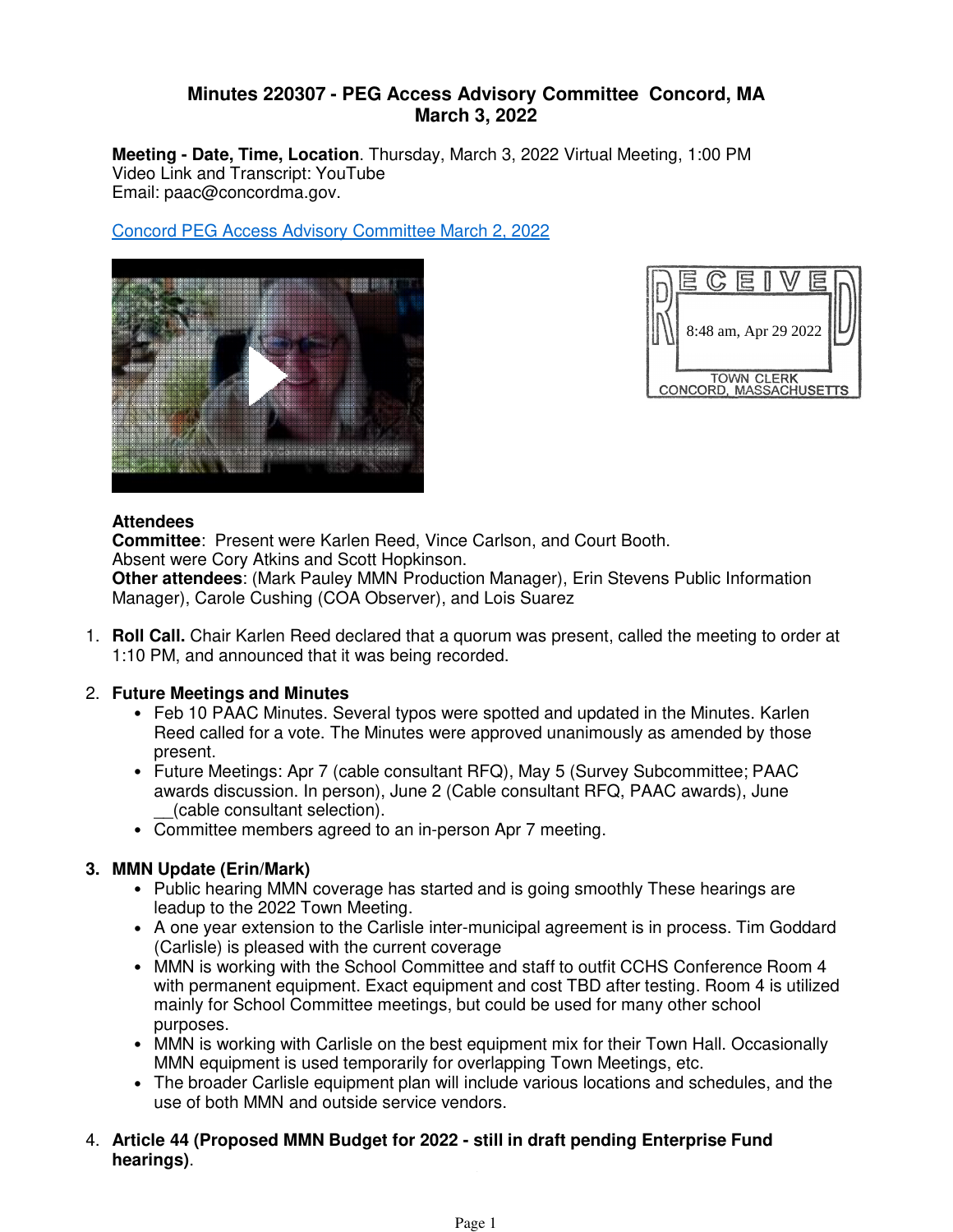# Minutes 220307 - PEG Access Advisory Committee Concord, MA
## March 3, 2022

**Meeting - Date, Time, Location**. Thursday, March 3, 2022 Virtual Meeting, 1:00 PM
Video Link and Transcript: YouTube
Email: paac@concordma.gov.

[Concord PEG Access Advisory Committee March 2, 2022]

RECEIVED
8:48 am, Apr 29 2022
TOWN CLERK
CONCORD, MASSACHUSETTS

**Attendees**
**Committee**: Present were Karlen Reed, Vince Carlson, and Court Booth.
Absent were Cory Atkins and Scott Hopkinson.
**Other attendees**: (Mark Pauley MMN Production Manager), Erin Stevens Public Information Manager), Carole Cushing (COA Observer), and Lois Suarez

1. **Roll Call.** Chair Karlen Reed declared that a quorum was present, called the meeting to order at 1:10 PM, and announced that it was being recorded.

2. **Future Meetings and Minutes**
   - Feb 10 PAAC Minutes. Several typos were spotted and updated in the Minutes. Karlen Reed called for a vote. The Minutes were approved unanimously as amended by those present.
   - Future Meetings: Apr 7 (cable consultant RFQ), May 5 (Survey Subcommittee; PAAC awards discussion. In person), June 2 (Cable consultant RFQ, PAAC awards), June __(cable consultant selection).
   - Committee members agreed to an in-person Apr 7 meeting.

3. **MMN Update (Erin/Mark)**
   - Public hearing MMN coverage has started and is going smoothly These hearings are leadup to the 2022 Town Meeting.
   - A one year extension to the Carlisle inter-municipal agreement is in process. Tim Goddard (Carlisle) is pleased with the current coverage
   - MMN is working with the School Committee and staff to outfit CCHS Conference Room 4 with permanent equipment. Exact equipment and cost TBD after testing. Room 4 is utilized mainly for School Committee meetings, but could be used for many other school purposes.
   - MMN is working with Carlisle on the best equipment mix for their Town Hall. Occasionally MMN equipment is used temporarily for overlapping Town Meetings, etc.
   - The broader Carlisle equipment plan will include various locations and schedules, and the use of both MMN and outside service vendors.

4. **Article 44 (Proposed MMN Budget for 2022 - still in draft pending Enterprise Fund hearings)**.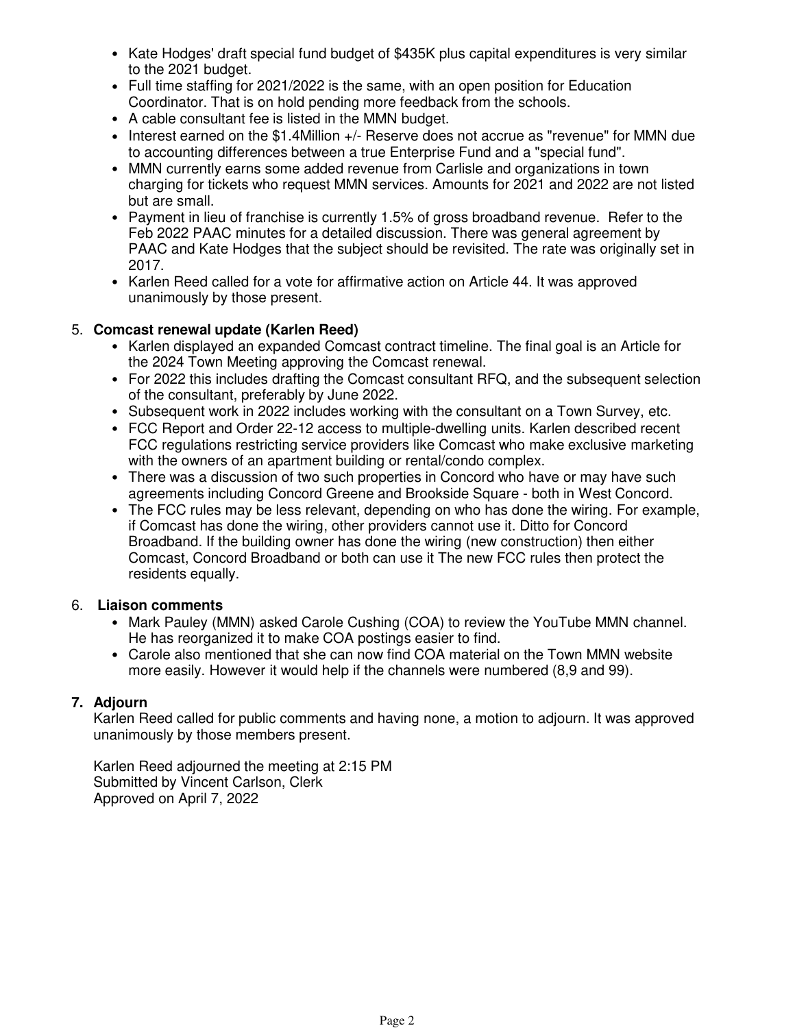- Kate Hodges' draft special fund budget of $435K plus capital expenditures is very similar to the 2021 budget.
- Full time staffing for 2021/2022 is the same, with an open position for Education Coordinator. That is on hold pending more feedback from the schools.
- A cable consultant fee is listed in the MMN budget.
- Interest earned on the $1.4Million +/- Reserve does not accrue as "revenue" for MMN due to accounting differences between a true Enterprise Fund and a "special fund".
- MMN currently earns some added revenue from Carlisle and organizations in town charging for tickets who request MMN services. Amounts for 2021 and 2022 are not listed but are small.
- Payment in lieu of franchise is currently 1.5% of gross broadband revenue. Refer to the Feb 2022 PAAC minutes for a detailed discussion. There was general agreement by PAAC and Kate Hodges that the subject should be revisited. The rate was originally set in 2017.
- Karlen Reed called for a vote for affirmative action on Article 44. It was approved unanimously by those present.

5. **Comcast renewal update (Karlen Reed)**
   - Karlen displayed an expanded Comcast contract timeline. The final goal is an Article for the 2024 Town Meeting approving the Comcast renewal.
   - For 2022 this includes drafting the Comcast consultant RFQ, and the subsequent selection of the consultant, preferably by June 2022.
   - Subsequent work in 2022 includes working with the consultant on a Town Survey, etc.
   - FCC Report and Order 22-12 access to multiple-dwelling units. Karlen described recent FCC regulations restricting service providers like Comcast who make exclusive marketing with the owners of an apartment building or rental/condo complex.
   - There was a discussion of two such properties in Concord who have or may have such agreements including Concord Greene and Brookside Square - both in West Concord.
   - The FCC rules may be less relevant, depending on who has done the wiring. For example, if Comcast has done the wiring, other providers cannot use it. Ditto for Concord Broadband. If the building owner has done the wiring (new construction) then either Comcast, Concord Broadband or both can use it The new FCC rules then protect the residents equally.

6. **Liaison comments**
   - Mark Pauley (MMN) asked Carole Cushing (COA) to review the YouTube MMN channel. He has reorganized it to make COA postings easier to find.
   - Carole also mentioned that she can now find COA material on the Town MMN website more easily. However it would help if the channels were numbered (8,9 and 99).

7. **Adjourn**

   Karlen Reed called for public comments and having none, a motion to adjourn. It was approved unanimously by those members present.

   Karlen Reed adjourned the meeting at 2:15 PM  
   Submitted by Vincent Carlson, Clerk  
   Approved on April 7, 2022